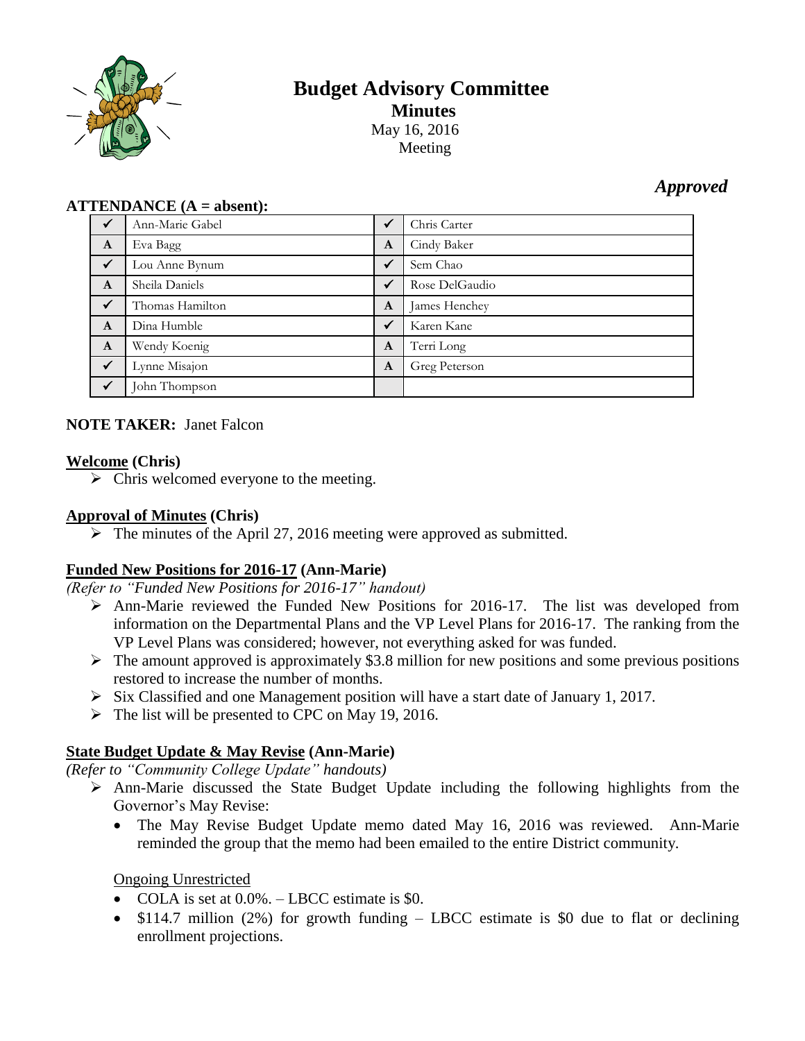# Budget Advisory Committee

## Minutes

May 16, 2016
Meeting

*Approved*

**ATTENDANCE (A = absent):**

| | | | |
|---|---|---|---|
| ✓ | Ann-Marie Gabel | ✓ | Chris Carter |
| A | Eva Bagg | A | Cindy Baker |
| ✓ | Lou Anne Bynum | ✓ | Sem Chao |
| A | Sheila Daniels | ✓ | Rose DelGaudio |
| ✓ | Thomas Hamilton | A | James Henchey |
| A | Dina Humble | ✓ | Karen Kane |
| A | Wendy Koenig | A | Terri Long |
| ✓ | Lynne Misajon | A | Greg Peterson |
| ✓ | John Thompson | | |

**NOTE TAKER:** Janet Falcon

**Welcome (Chris)**

- Chris welcomed everyone to the meeting.

**Approval of Minutes (Chris)**

- The minutes of the April 27, 2016 meeting were approved as submitted.

**Funded New Positions for 2016-17 (Ann-Marie)**

*(Refer to "Funded New Positions for 2016-17" handout)*

- Ann-Marie reviewed the Funded New Positions for 2016-17. The list was developed from information on the Departmental Plans and the VP Level Plans for 2016-17. The ranking from the VP Level Plans was considered; however, not everything asked for was funded.
- The amount approved is approximately $3.8 million for new positions and some previous positions restored to increase the number of months.
- Six Classified and one Management position will have a start date of January 1, 2017.
- The list will be presented to CPC on May 19, 2016.

**State Budget Update & May Revise (Ann-Marie)**

*(Refer to "Community College Update" handouts)*

- Ann-Marie discussed the State Budget Update including the following highlights from the Governor's May Revise:
  - The May Revise Budget Update memo dated May 16, 2016 was reviewed. Ann-Marie reminded the group that the memo had been emailed to the entire District community.

Ongoing Unrestricted

- COLA is set at 0.0%. – LBCC estimate is $0.
- $114.7 million (2%) for growth funding – LBCC estimate is $0 due to flat or declining enrollment projections.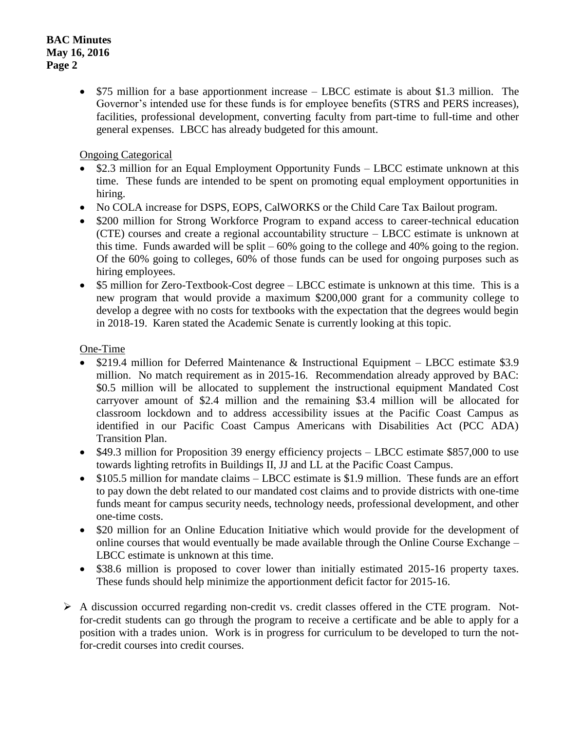- $75 million for a base apportionment increase – LBCC estimate is about $1.3 million. The Governor's intended use for these funds is for employee benefits (STRS and PERS increases), facilities, professional development, converting faculty from part-time to full-time and other general expenses. LBCC has already budgeted for this amount.

<u>Ongoing Categorical</u>

- $2.3 million for an Equal Employment Opportunity Funds – LBCC estimate unknown at this time. These funds are intended to be spent on promoting equal employment opportunities in hiring.
- No COLA increase for DSPS, EOPS, CalWORKS or the Child Care Tax Bailout program.
- $200 million for Strong Workforce Program to expand access to career-technical education (CTE) courses and create a regional accountability structure – LBCC estimate is unknown at this time. Funds awarded will be split – 60% going to the college and 40% going to the region. Of the 60% going to colleges, 60% of those funds can be used for ongoing purposes such as hiring employees.
- $5 million for Zero-Textbook-Cost degree – LBCC estimate is unknown at this time. This is a new program that would provide a maximum $200,000 grant for a community college to develop a degree with no costs for textbooks with the expectation that the degrees would begin in 2018-19. Karen stated the Academic Senate is currently looking at this topic.

<u>One-Time</u>

- $219.4 million for Deferred Maintenance & Instructional Equipment – LBCC estimate $3.9 million. No match requirement as in 2015-16. Recommendation already approved by BAC: $0.5 million will be allocated to supplement the instructional equipment Mandated Cost carryover amount of $2.4 million and the remaining $3.4 million will be allocated for classroom lockdown and to address accessibility issues at the Pacific Coast Campus as identified in our Pacific Coast Campus Americans with Disabilities Act (PCC ADA) Transition Plan.
- $49.3 million for Proposition 39 energy efficiency projects – LBCC estimate $857,000 to use towards lighting retrofits in Buildings II, JJ and LL at the Pacific Coast Campus.
- $105.5 million for mandate claims – LBCC estimate is $1.9 million. These funds are an effort to pay down the debt related to our mandated cost claims and to provide districts with one-time funds meant for campus security needs, technology needs, professional development, and other one-time costs.
- $20 million for an Online Education Initiative which would provide for the development of online courses that would eventually be made available through the Online Course Exchange – LBCC estimate is unknown at this time.
- $38.6 million is proposed to cover lower than initially estimated 2015-16 property taxes. These funds should help minimize the apportionment deficit factor for 2015-16.

➢ A discussion occurred regarding non-credit vs. credit classes offered in the CTE program. Not-for-credit students can go through the program to receive a certificate and be able to apply for a position with a trades union. Work is in progress for curriculum to be developed to turn the not-for-credit courses into credit courses.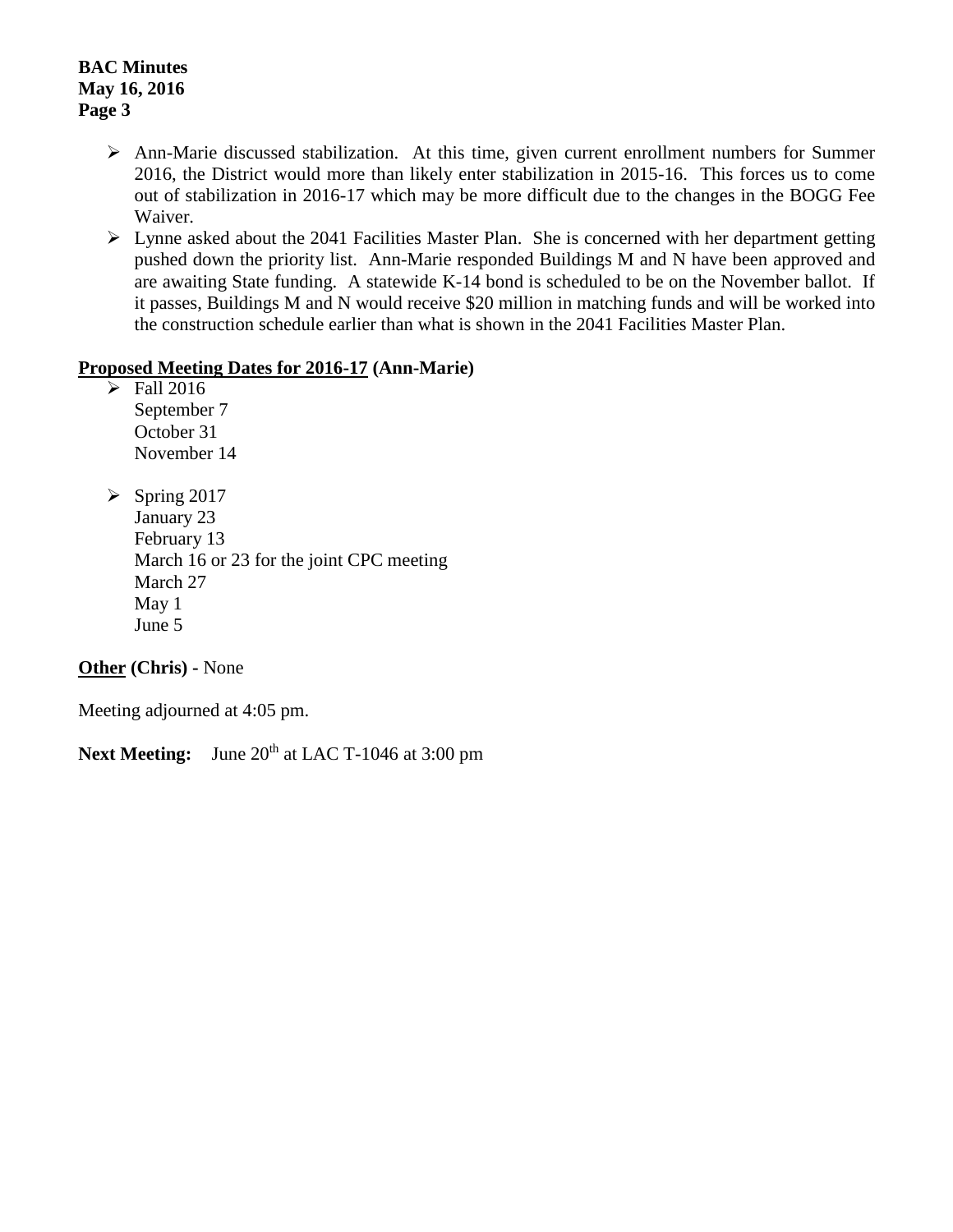- Ann-Marie discussed stabilization. At this time, given current enrollment numbers for Summer 2016, the District would more than likely enter stabilization in 2015-16. This forces us to come out of stabilization in 2016-17 which may be more difficult due to the changes in the BOGG Fee Waiver.
- Lynne asked about the 2041 Facilities Master Plan. She is concerned with her department getting pushed down the priority list. Ann-Marie responded Buildings M and N have been approved and are awaiting State funding. A statewide K-14 bond is scheduled to be on the November ballot. If it passes, Buildings M and N would receive $20 million in matching funds and will be worked into the construction schedule earlier than what is shown in the 2041 Facilities Master Plan.

**Proposed Meeting Dates for 2016-17 (Ann-Marie)**

- Fall 2016
  September 7
  October 31
  November 14

- Spring 2017
  January 23
  February 13
  March 16 or 23 for the joint CPC meeting
  March 27
  May 1
  June 5

**Other (Chris) -** None

Meeting adjourned at 4:05 pm.

**Next Meeting:** June 20th at LAC T-1046 at 3:00 pm